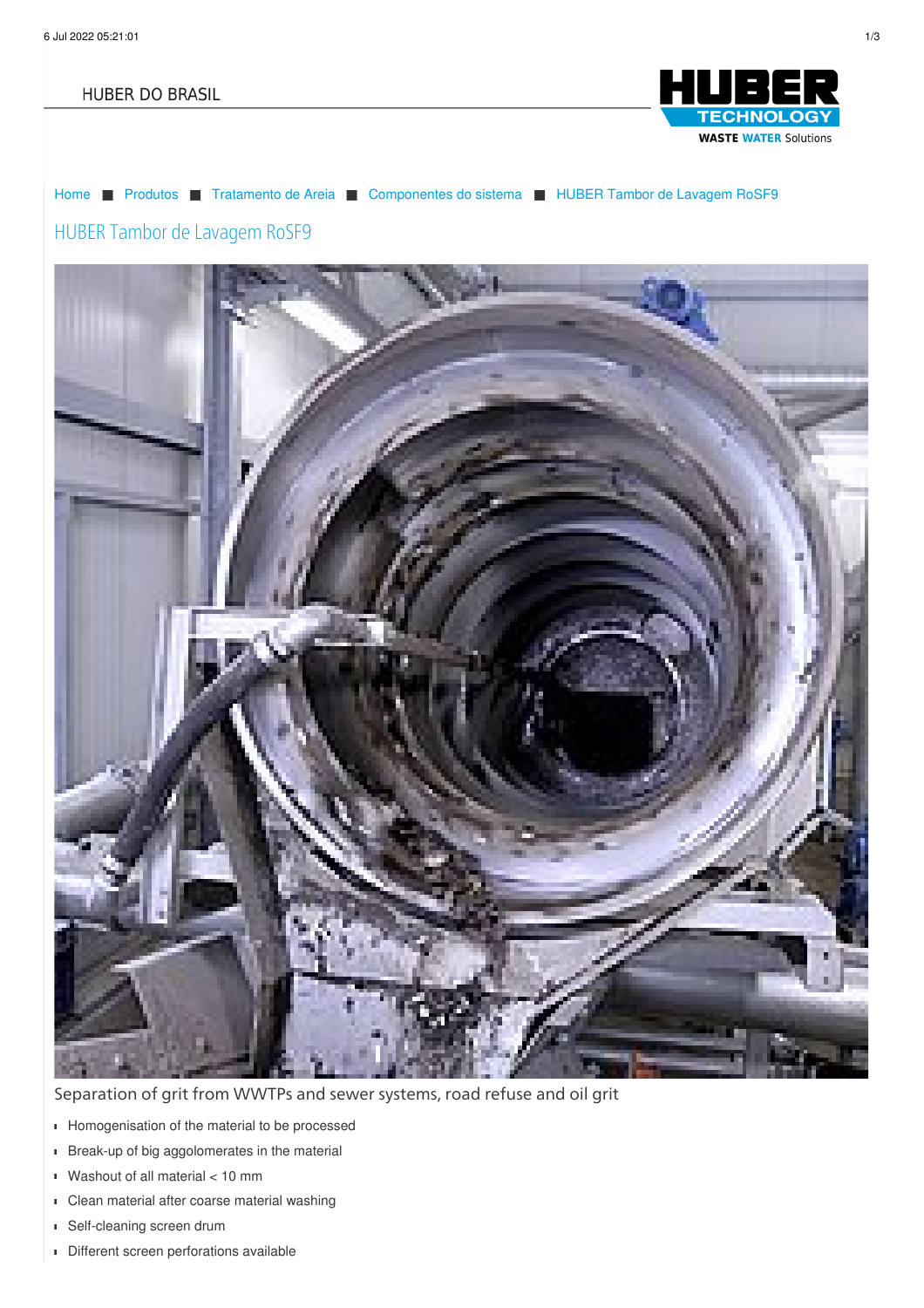HUBER DO BRASIL

Home ■ Produtos ■ Tratamento de Areia ■ Componentes do sistema ■ HUBER Tambor de Lavagem RoSF9

# HUBER Tambor de Lavagem RoSF9

Separation of grit from WWTPs and sewer systems, road refuse and oil grit

- Homogenisation of the material to be processed
- Break-up of big aggolomerates in the material
- Washout of all material < 10 mm
- Clean material after coarse material washing
- Self-cleaning screen drum
- Different screen perforations available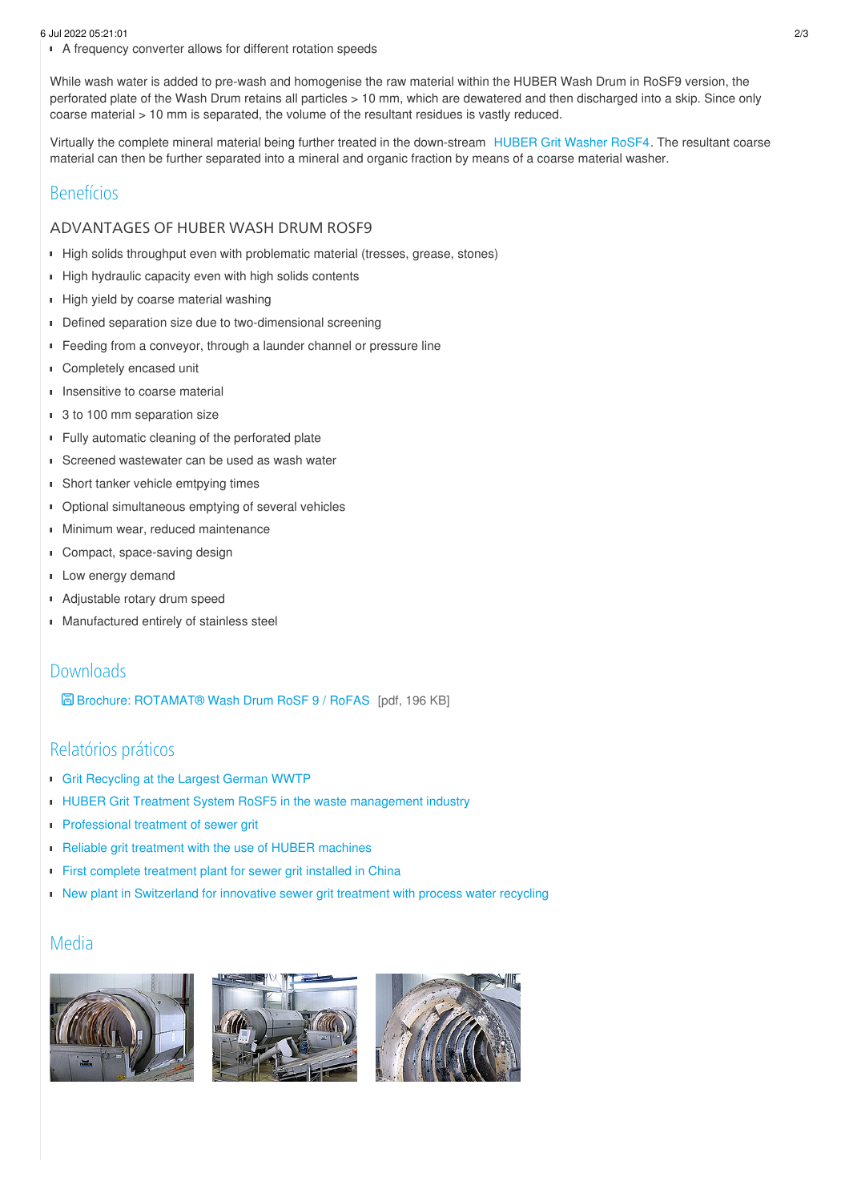- A frequency converter allows for different rotation speeds

While wash water is added to pre-wash and homogenise the raw material within the HUBER Wash Drum in RoSF9 version, the perforated plate of the Wash Drum retains all particles > 10 mm, which are dewatered and then discharged into a skip. Since only coarse material > 10 mm is separated, the volume of the resultant residues is vastly reduced.

Virtually the complete mineral material being further treated in the down-stream HUBER Grit Washer RoSF4. The resultant coarse material can then be further separated into a mineral and organic fraction by means of a coarse material washer.

## Benefícios

### ADVANTAGES OF HUBER WASH DRUM ROSF9

- High solids throughput even with problematic material (tresses, grease, stones)
- High hydraulic capacity even with high solids contents
- High yield by coarse material washing
- Defined separation size due to two-dimensional screening
- Feeding from a conveyor, through a launder channel or pressure line
- Completely encased unit
- Insensitive to coarse material
- 3 to 100 mm separation size
- Fully automatic cleaning of the perforated plate
- Screened wastewater can be used as wash water
- Short tanker vehicle emtpying times
- Optional simultaneous emptying of several vehicles
- Minimum wear, reduced maintenance
- Compact, space-saving design
- Low energy demand
- Adjustable rotary drum speed
- Manufactured entirely of stainless steel

## Downloads

Brochure: ROTAMAT® Wash Drum RoSF 9 / RoFAS [pdf, 196 KB]

## Relatórios práticos

- Grit Recycling at the Largest German WWTP
- HUBER Grit Treatment System RoSF5 in the waste management industry
- Professional treatment of sewer grit
- Reliable grit treatment with the use of HUBER machines
- First complete treatment plant for sewer grit installed in China
- New plant in Switzerland for innovative sewer grit treatment with process water recycling

## Media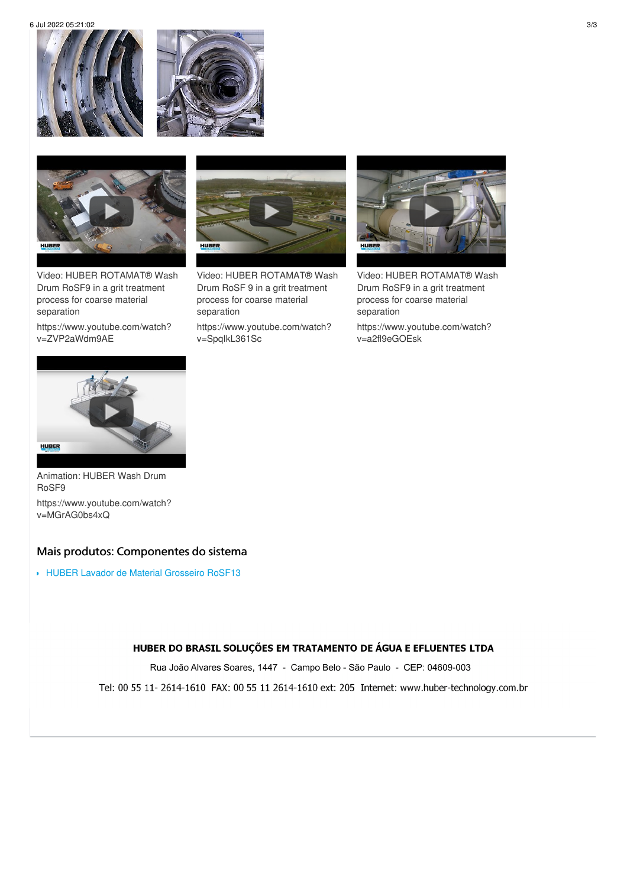Video: HUBER ROTAMAT® Wash Drum RoSF9 in a grit treatment process for coarse material separation

https://www.youtube.com/watch?v=ZVP2aWdm9AE

Video: HUBER ROTAMAT® Wash Drum RoSF 9 in a grit treatment process for coarse material separation

https://www.youtube.com/watch?v=SpqIkL361Sc

Video: HUBER ROTAMAT® Wash Drum RoSF9 in a grit treatment process for coarse material separation

https://www.youtube.com/watch?v=a2fl9eGOEsk

Animation: HUBER Wash Drum RoSF9

https://www.youtube.com/watch?v=MGrAG0bs4xQ

## Mais produtos: Componentes do sistema

- HUBER Lavador de Material Grosseiro RoSF13

**HUBER DO BRASIL SOLUÇÕES EM TRATAMENTO DE ÁGUA E EFLUENTES LTDA**

Rua João Alvares Soares, 1447 - Campo Belo - São Paulo - CEP: 04609-003

Tel: 00 55 11- 2614-1610 FAX: 00 55 11 2614-1610 ext: 205 Internet: www.huber-technology.com.br